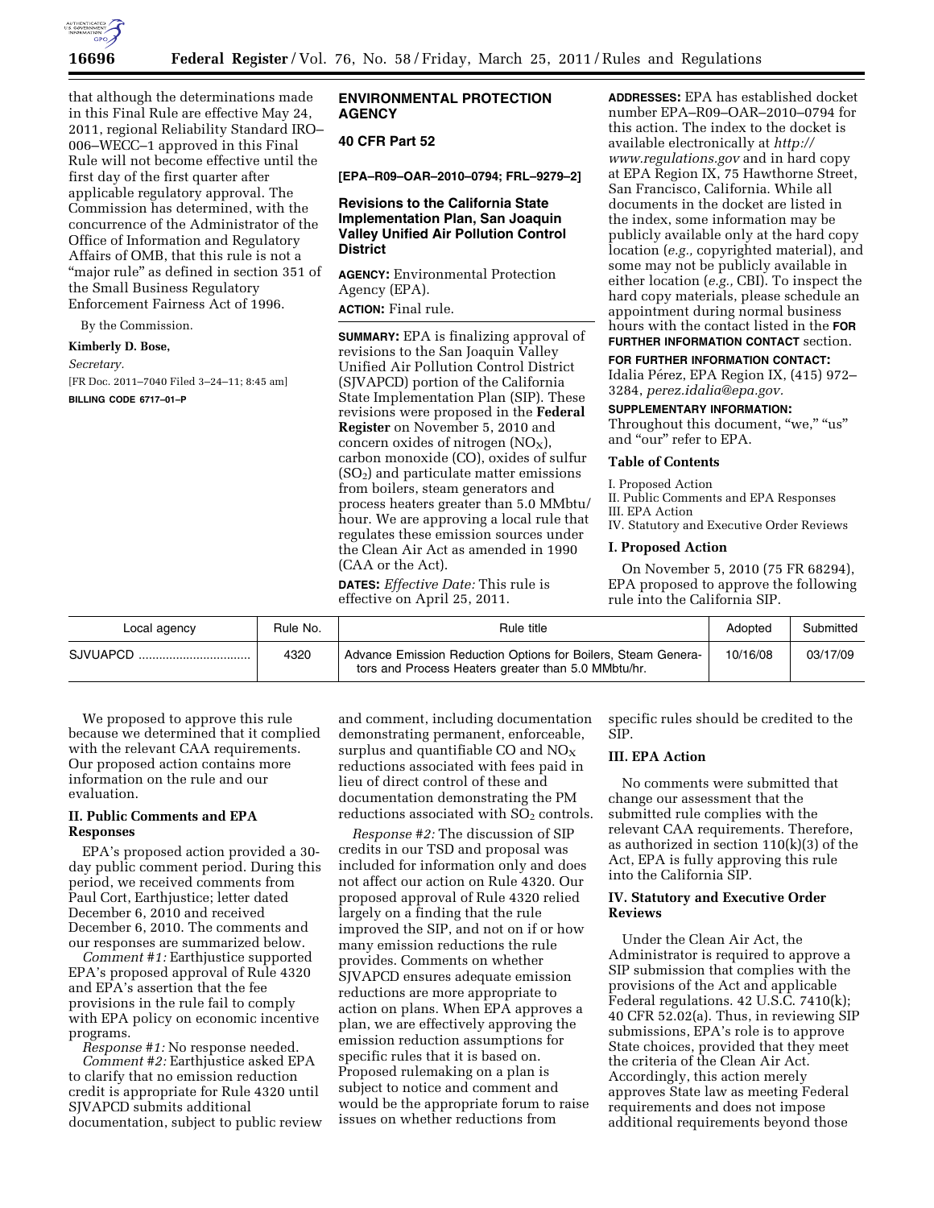that although the determinations made in this Final Rule are effective May 24, 2011, regional Reliability Standard IRO–006–WECC–1 approved in this Final Rule will not become effective until the first day of the first quarter after applicable regulatory approval. The Commission has determined, with the concurrence of the Administrator of the Office of Information and Regulatory Affairs of OMB, that this rule is not a "major rule" as defined in section 351 of the Small Business Regulatory Enforcement Fairness Act of 1996.

By the Commission.

**Kimberly D. Bose,**

*Secretary.*

[FR Doc. 2011–7040 Filed 3–24–11; 8:45 am]

**BILLING CODE 6717–01–P**

## ENVIRONMENTAL PROTECTION AGENCY

### 40 CFR Part 52

**[EPA–R09–OAR–2010–0794; FRL–9279–2]**

### Revisions to the California State Implementation Plan, San Joaquin Valley Unified Air Pollution Control District

**AGENCY:** Environmental Protection Agency (EPA).

**ACTION:** Final rule.

**SUMMARY:** EPA is finalizing approval of revisions to the San Joaquin Valley Unified Air Pollution Control District (SJVAPCD) portion of the California State Implementation Plan (SIP). These revisions were proposed in the **Federal Register** on November 5, 2010 and concern oxides of nitrogen ($NO_X$), carbon monoxide (CO), oxides of sulfur ($SO_2$) and particulate matter emissions from boilers, steam generators and process heaters greater than 5.0 MMbtu/hour. We are approving a local rule that regulates these emission sources under the Clean Air Act as amended in 1990 (CAA or the Act).

**DATES:** *Effective Date:* This rule is effective on April 25, 2011.

**ADDRESSES:** EPA has established docket number EPA–R09–OAR–2010–0794 for this action. The index to the docket is available electronically at *http://www.regulations.gov* and in hard copy at EPA Region IX, 75 Hawthorne Street, San Francisco, California. While all documents in the docket are listed in the index, some information may be publicly available only at the hard copy location (*e.g.,* copyrighted material), and some may not be publicly available in either location (*e.g.,* CBI). To inspect the hard copy materials, please schedule an appointment during normal business hours with the contact listed in the **FOR FURTHER INFORMATION CONTACT** section.

**FOR FURTHER INFORMATION CONTACT:** Idalia Pérez, EPA Region IX, (415) 972–3284, *perez.idalia@epa.gov.*

**SUPPLEMENTARY INFORMATION:** Throughout this document, "we," "us" and "our" refer to EPA.

#### Table of Contents

I. Proposed Action
II. Public Comments and EPA Responses
III. EPA Action
IV. Statutory and Executive Order Reviews

#### I. Proposed Action

On November 5, 2010 (75 FR 68294), EPA proposed to approve the following rule into the California SIP.

| Local agency | Rule No. | Rule title | Adopted | Submitted |
|---|---|---|---|---|
| SJVUAPCD | 4320 | Advance Emission Reduction Options for Boilers, Steam Generators and Process Heaters greater than 5.0 MMbtu/hr. | 10/16/08 | 03/17/09 |

We proposed to approve this rule because we determined that it complied with the relevant CAA requirements. Our proposed action contains more information on the rule and our evaluation.

#### II. Public Comments and EPA Responses

EPA's proposed action provided a 30-day public comment period. During this period, we received comments from Paul Cort, Earthjustice; letter dated December 6, 2010 and received December 6, 2010. The comments and our responses are summarized below.

*Comment #1:* Earthjustice supported EPA's proposed approval of Rule 4320 and EPA's assertion that the fee provisions in the rule fail to comply with EPA policy on economic incentive programs.

*Response #1:* No response needed.

*Comment #2:* Earthjustice asked EPA to clarify that no emission reduction credit is appropriate for Rule 4320 until SJVAPCD submits additional documentation, subject to public review and comment, including documentation demonstrating permanent, enforceable, surplus and quantifiable CO and $NO_X$ reductions associated with fees paid in lieu of direct control of these and documentation demonstrating the PM reductions associated with $SO_2$ controls.

*Response #2:* The discussion of SIP credits in our TSD and proposal was included for information only and does not affect our action on Rule 4320. Our proposed approval of Rule 4320 relied largely on a finding that the rule improved the SIP, and not on if or how many emission reductions the rule provides. Comments on whether SJVAPCD ensures adequate emission reductions are more appropriate to action on plans. When EPA approves a plan, we are effectively approving the emission reduction assumptions for specific rules that it is based on. Proposed rulemaking on a plan is subject to notice and comment and would be the appropriate forum to raise issues on whether reductions from specific rules should be credited to the SIP.

#### III. EPA Action

No comments were submitted that change our assessment that the submitted rule complies with the relevant CAA requirements. Therefore, as authorized in section 110(k)(3) of the Act, EPA is fully approving this rule into the California SIP.

#### IV. Statutory and Executive Order Reviews

Under the Clean Air Act, the Administrator is required to approve a SIP submission that complies with the provisions of the Act and applicable Federal regulations. 42 U.S.C. 7410(k); 40 CFR 52.02(a). Thus, in reviewing SIP submissions, EPA's role is to approve State choices, provided that they meet the criteria of the Clean Air Act. Accordingly, this action merely approves State law as meeting Federal requirements and does not impose additional requirements beyond those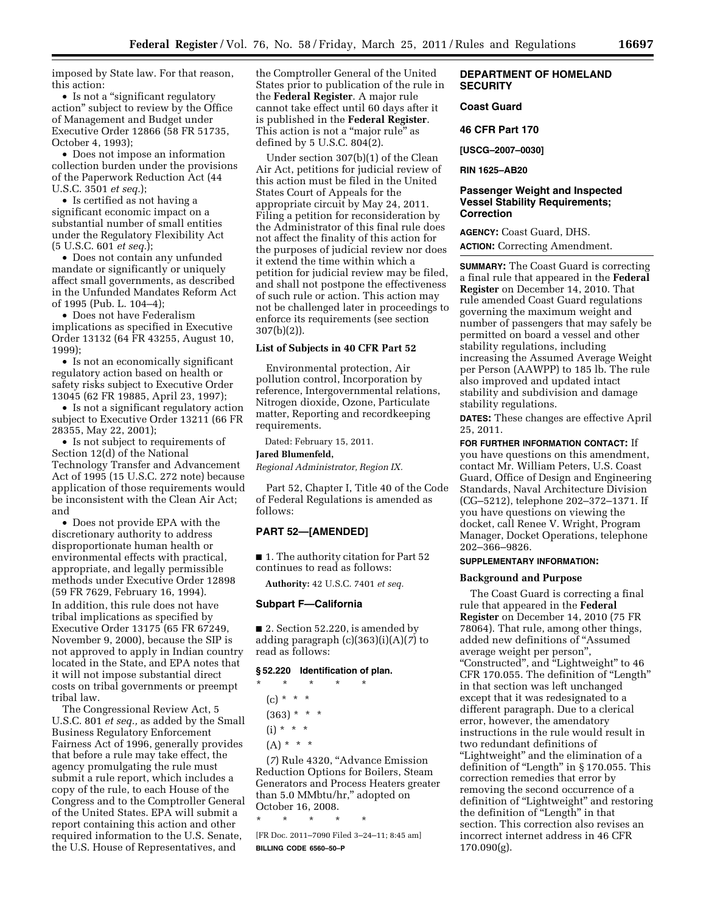imposed by State law. For that reason, this action:

- Is not a "significant regulatory action" subject to review by the Office of Management and Budget under Executive Order 12866 (58 FR 51735, October 4, 1993);
- Does not impose an information collection burden under the provisions of the Paperwork Reduction Act (44 U.S.C. 3501 *et seq.*);
- Is certified as not having a significant economic impact on a substantial number of small entities under the Regulatory Flexibility Act (5 U.S.C. 601 *et seq.*);
- Does not contain any unfunded mandate or significantly or uniquely affect small governments, as described in the Unfunded Mandates Reform Act of 1995 (Pub. L. 104–4);
- Does not have Federalism implications as specified in Executive Order 13132 (64 FR 43255, August 10, 1999);
- Is not an economically significant regulatory action based on health or safety risks subject to Executive Order 13045 (62 FR 19885, April 23, 1997);
- Is not a significant regulatory action subject to Executive Order 13211 (66 FR 28355, May 22, 2001);
- Is not subject to requirements of Section 12(d) of the National Technology Transfer and Advancement Act of 1995 (15 U.S.C. 272 note) because application of those requirements would be inconsistent with the Clean Air Act; and
- Does not provide EPA with the discretionary authority to address disproportionate human health or environmental effects with practical, appropriate, and legally permissible methods under Executive Order 12898 (59 FR 7629, February 16, 1994).

In addition, this rule does not have tribal implications as specified by Executive Order 13175 (65 FR 67249, November 9, 2000), because the SIP is not approved to apply in Indian country located in the State, and EPA notes that it will not impose substantial direct costs on tribal governments or preempt tribal law.

The Congressional Review Act, 5 U.S.C. 801 *et seq.,* as added by the Small Business Regulatory Enforcement Fairness Act of 1996, generally provides that before a rule may take effect, the agency promulgating the rule must submit a rule report, which includes a copy of the rule, to each House of the Congress and to the Comptroller General of the United States. EPA will submit a report containing this action and other required information to the U.S. Senate, the U.S. House of Representatives, and the Comptroller General of the United States prior to publication of the rule in the **Federal Register**. A major rule cannot take effect until 60 days after it is published in the **Federal Register**. This action is not a "major rule" as defined by 5 U.S.C. 804(2).

Under section 307(b)(1) of the Clean Air Act, petitions for judicial review of this action must be filed in the United States Court of Appeals for the appropriate circuit by May 24, 2011. Filing a petition for reconsideration by the Administrator of this final rule does not affect the finality of this action for the purposes of judicial review nor does it extend the time within which a petition for judicial review may be filed, and shall not postpone the effectiveness of such rule or action. This action may not be challenged later in proceedings to enforce its requirements (see section 307(b)(2)).

### List of Subjects in 40 CFR Part 52

Environmental protection, Air pollution control, Incorporation by reference, Intergovernmental relations, Nitrogen dioxide, Ozone, Particulate matter, Reporting and recordkeeping requirements.

Dated: February 15, 2011.

**Jared Blumenfeld,**

*Regional Administrator, Region IX.*

Part 52, Chapter I, Title 40 of the Code of Federal Regulations is amended as follows:

## PART 52—[AMENDED]

■ 1. The authority citation for Part 52 continues to read as follows:

**Authority:** 42 U.S.C. 7401 *et seq.*

### Subpart F—California

■ 2. Section 52.220, is amended by adding paragraph (c)(363)(i)(A)(*7*) to read as follows:

### § 52.220 Identification of plan.

\* \* \* \* \*

(c) \* \* \*

(363) \* \* \*

(i) \* \* \*

(A) \* \* \*

(*7*) Rule 4320, "Advance Emission Reduction Options for Boilers, Steam Generators and Process Heaters greater than 5.0 MMbtu/hr," adopted on October 16, 2008.

\* \* \* \* \*

[FR Doc. 2011–7090 Filed 3–24–11; 8:45 am]

**BILLING CODE 6560–50–P**

## DEPARTMENT OF HOMELAND SECURITY

### Coast Guard

### 46 CFR Part 170

**[USCG–2007–0030]**

**RIN 1625–AB20**

## Passenger Weight and Inspected Vessel Stability Requirements; Correction

**AGENCY:** Coast Guard, DHS.

**ACTION:** Correcting Amendment.

**SUMMARY:** The Coast Guard is correcting a final rule that appeared in the **Federal Register** on December 14, 2010. That rule amended Coast Guard regulations governing the maximum weight and number of passengers that may safely be permitted on board a vessel and other stability regulations, including increasing the Assumed Average Weight per Person (AAWPP) to 185 lb. The rule also improved and updated intact stability and subdivision and damage stability regulations.

**DATES:** These changes are effective April 25, 2011.

**FOR FURTHER INFORMATION CONTACT:** If you have questions on this amendment, contact Mr. William Peters, U.S. Coast Guard, Office of Design and Engineering Standards, Naval Architecture Division (CG–5212), telephone 202–372–1371. If you have questions on viewing the docket, call Renee V. Wright, Program Manager, Docket Operations, telephone 202–366–9826.

**SUPPLEMENTARY INFORMATION:**

### Background and Purpose

The Coast Guard is correcting a final rule that appeared in the **Federal Register** on December 14, 2010 (75 FR 78064). That rule, among other things, added new definitions of "Assumed average weight per person", "Constructed", and "Lightweight" to 46 CFR 170.055. The definition of "Length" in that section was left unchanged except that it was redesignated to a different paragraph. Due to a clerical error, however, the amendatory instructions in the rule would result in two redundant definitions of "Lightweight" and the elimination of a definition of "Length" in § 170.055. This correction remedies that error by removing the second occurrence of a definition of "Lightweight" and restoring the definition of "Length" in that section. This correction also revises an incorrect internet address in 46 CFR 170.090(g).